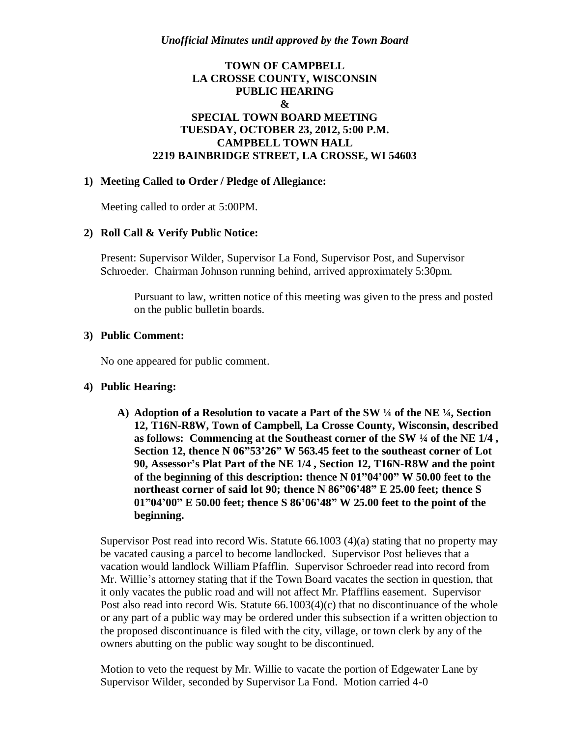*Unofficial Minutes until approved by the Town Board*

**TOWN OF CAMPBELL**
**LA CROSSE COUNTY, WISCONSIN**
**PUBLIC HEARING**
**&**
**SPECIAL TOWN BOARD MEETING**
**TUESDAY, OCTOBER 23, 2012, 5:00 P.M.**
**CAMPBELL TOWN HALL**
**2219 BAINBRIDGE STREET, LA CROSSE, WI 54603**

**1) Meeting Called to Order / Pledge of Allegiance:**

Meeting called to order at 5:00PM.

**2) Roll Call & Verify Public Notice:**

Present: Supervisor Wilder, Supervisor La Fond, Supervisor Post, and Supervisor Schroeder. Chairman Johnson running behind, arrived approximately 5:30pm.

Pursuant to law, written notice of this meeting was given to the press and posted on the public bulletin boards.

**3) Public Comment:**

No one appeared for public comment.

**4) Public Hearing:**

**A) Adoption of a Resolution to vacate a Part of the SW ¼ of the NE ¼, Section 12, T16N-R8W, Town of Campbell, La Crosse County, Wisconsin, described as follows: Commencing at the Southeast corner of the SW ¼ of the NE 1/4 , Section 12, thence N 06"53'26" W 563.45 feet to the southeast corner of Lot 90, Assessor's Plat Part of the NE 1/4 , Section 12, T16N-R8W and the point of the beginning of this description: thence N 01"04'00" W 50.00 feet to the northeast corner of said lot 90; thence N 86"06'48" E 25.00 feet; thence S 01"04'00" E 50.00 feet; thence S 86'06'48" W 25.00 feet to the point of the beginning.**

Supervisor Post read into record Wis. Statute 66.1003 (4)(a) stating that no property may be vacated causing a parcel to become landlocked. Supervisor Post believes that a vacation would landlock William Pfafflin. Supervisor Schroeder read into record from Mr. Willie's attorney stating that if the Town Board vacates the section in question, that it only vacates the public road and will not affect Mr. Pfafflins easement. Supervisor Post also read into record Wis. Statute 66.1003(4)(c) that no discontinuance of the whole or any part of a public way may be ordered under this subsection if a written objection to the proposed discontinuance is filed with the city, village, or town clerk by any of the owners abutting on the public way sought to be discontinued.

Motion to veto the request by Mr. Willie to vacate the portion of Edgewater Lane by Supervisor Wilder, seconded by Supervisor La Fond. Motion carried 4-0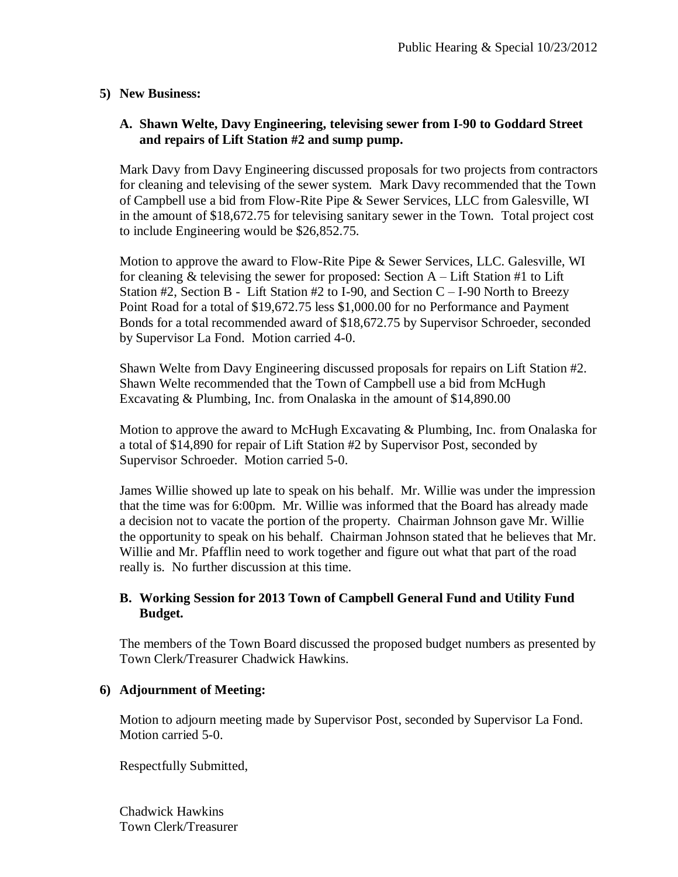**5) New Business:**

**A. Shawn Welte, Davy Engineering, televising sewer from I-90 to Goddard Street and repairs of Lift Station #2 and sump pump.**

Mark Davy from Davy Engineering discussed proposals for two projects from contractors for cleaning and televising of the sewer system. Mark Davy recommended that the Town of Campbell use a bid from Flow-Rite Pipe & Sewer Services, LLC from Galesville, WI in the amount of $18,672.75 for televising sanitary sewer in the Town. Total project cost to include Engineering would be $26,852.75.

Motion to approve the award to Flow-Rite Pipe & Sewer Services, LLC. Galesville, WI for cleaning & televising the sewer for proposed: Section A – Lift Station #1 to Lift Station #2, Section B - Lift Station #2 to I-90, and Section C – I-90 North to Breezy Point Road for a total of $19,672.75 less $1,000.00 for no Performance and Payment Bonds for a total recommended award of $18,672.75 by Supervisor Schroeder, seconded by Supervisor La Fond. Motion carried 4-0.

Shawn Welte from Davy Engineering discussed proposals for repairs on Lift Station #2. Shawn Welte recommended that the Town of Campbell use a bid from McHugh Excavating & Plumbing, Inc. from Onalaska in the amount of $14,890.00

Motion to approve the award to McHugh Excavating & Plumbing, Inc. from Onalaska for a total of $14,890 for repair of Lift Station #2 by Supervisor Post, seconded by Supervisor Schroeder. Motion carried 5-0.

James Willie showed up late to speak on his behalf. Mr. Willie was under the impression that the time was for 6:00pm. Mr. Willie was informed that the Board has already made a decision not to vacate the portion of the property. Chairman Johnson gave Mr. Willie the opportunity to speak on his behalf. Chairman Johnson stated that he believes that Mr. Willie and Mr. Pfafflin need to work together and figure out what that part of the road really is. No further discussion at this time.

**B. Working Session for 2013 Town of Campbell General Fund and Utility Fund Budget.**

The members of the Town Board discussed the proposed budget numbers as presented by Town Clerk/Treasurer Chadwick Hawkins.

**6) Adjournment of Meeting:**

Motion to adjourn meeting made by Supervisor Post, seconded by Supervisor La Fond. Motion carried 5-0.

Respectfully Submitted,

Chadwick Hawkins
Town Clerk/Treasurer